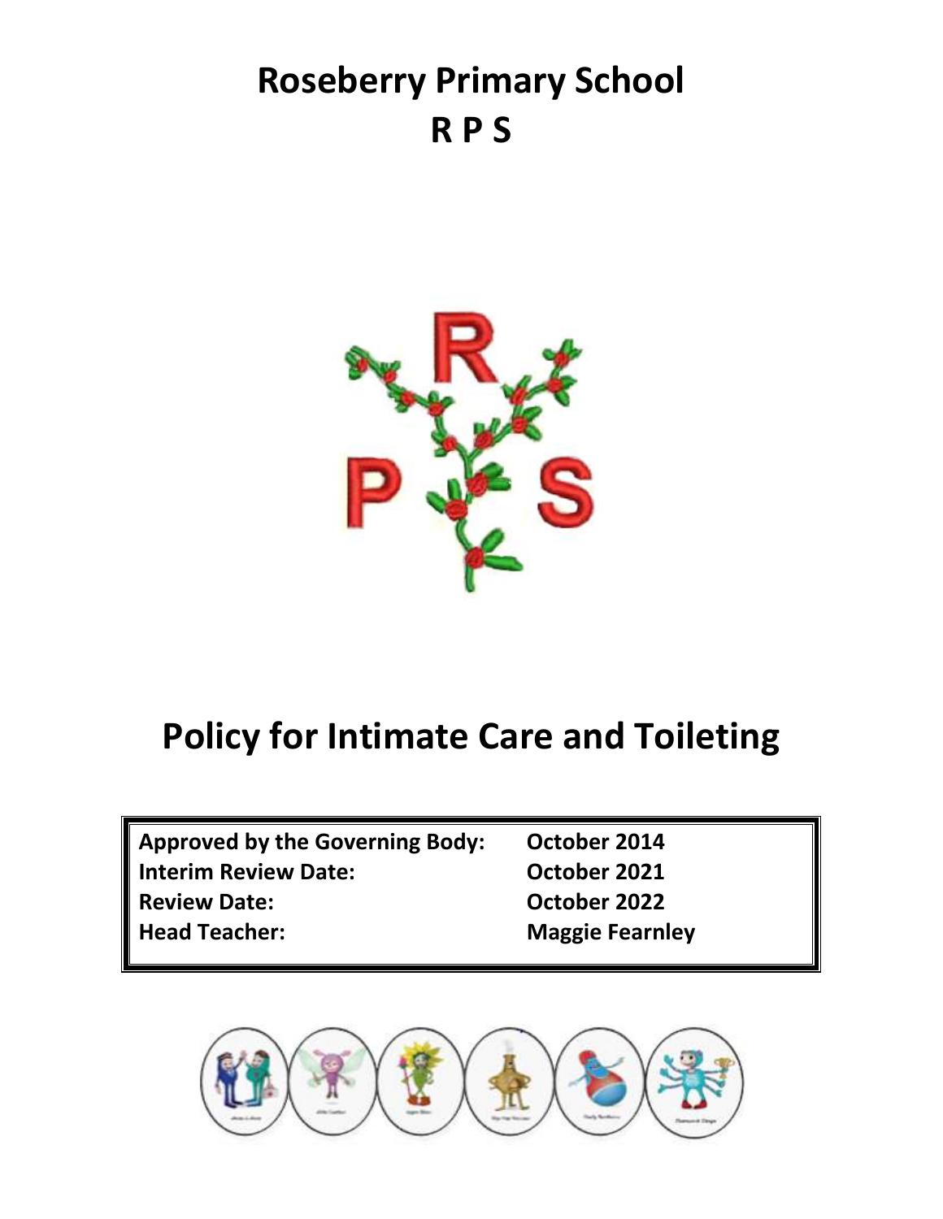# Roseberry Primary School

# R P S

# Policy for Intimate Care and Toileting

| | |
|---|---|
| **Approved by the Governing Body:** | **October 2014** |
| **Interim Review Date:** | **October 2021** |
| **Review Date:** | **October 2022** |
| **Head Teacher:** | **Maggie Fearnley** |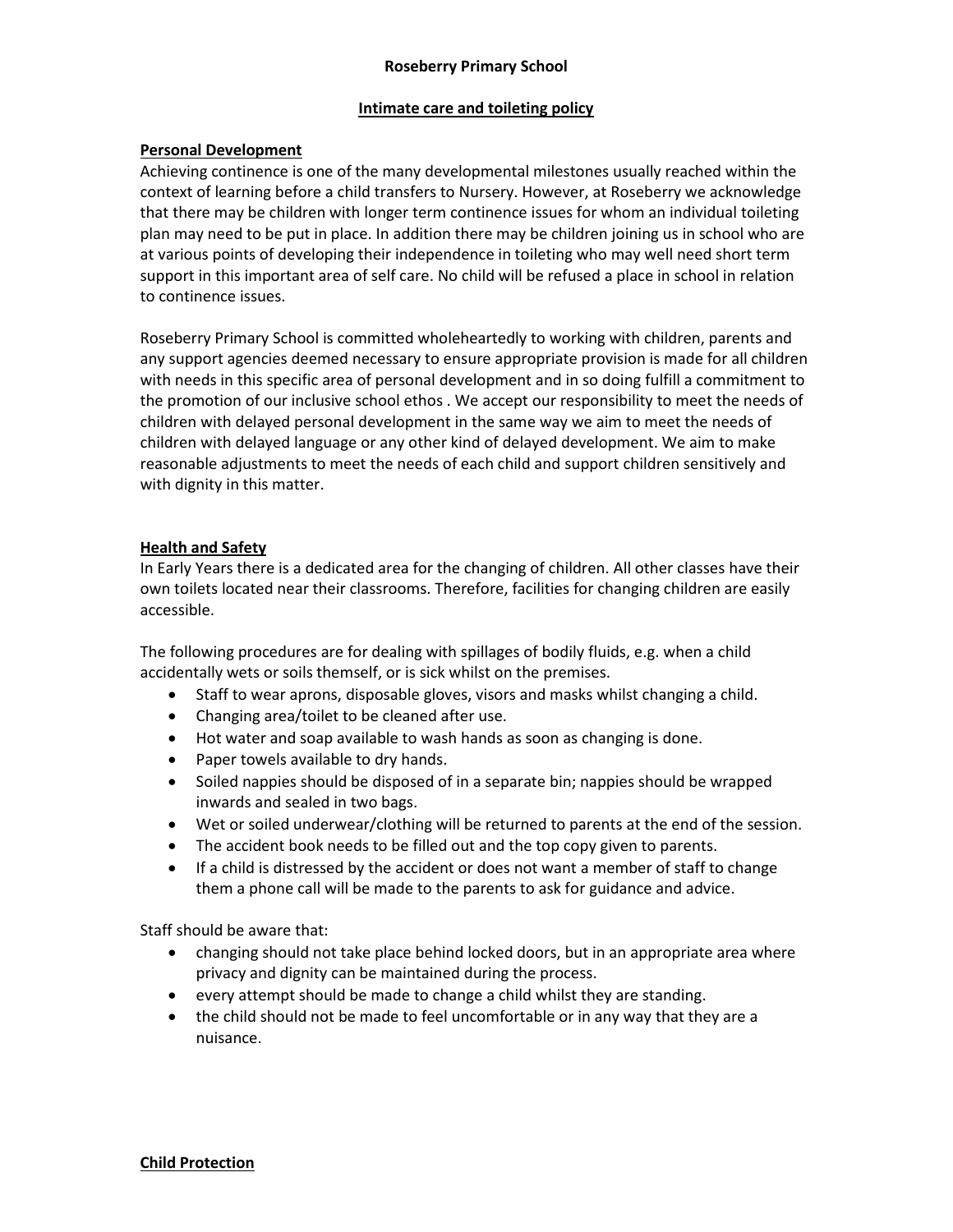**Roseberry Primary School**

## Intimate care and toileting policy

### Personal Development

Achieving continence is one of the many developmental milestones usually reached within the context of learning before a child transfers to Nursery. However, at Roseberry we acknowledge that there may be children with longer term continence issues for whom an individual toileting plan may need to be put in place. In addition there may be children joining us in school who are at various points of developing their independence in toileting who may well need short term support in this important area of self care. No child will be refused a place in school in relation to continence issues.

Roseberry Primary School is committed wholeheartedly to working with children, parents and any support agencies deemed necessary to ensure appropriate provision is made for all children with needs in this specific area of personal development and in so doing fulfill a commitment to the promotion of our inclusive school ethos . We accept our responsibility to meet the needs of children with delayed personal development in the same way we aim to meet the needs of children with delayed language or any other kind of delayed development. We aim to make reasonable adjustments to meet the needs of each child and support children sensitively and with dignity in this matter.

### Health and Safety

In Early Years there is a dedicated area for the changing of children. All other classes have their own toilets located near their classrooms. Therefore, facilities for changing children are easily accessible.

The following procedures are for dealing with spillages of bodily fluids, e.g. when a child accidentally wets or soils themself, or is sick whilst on the premises.

- Staff to wear aprons, disposable gloves, visors and masks whilst changing a child.
- Changing area/toilet to be cleaned after use.
- Hot water and soap available to wash hands as soon as changing is done.
- Paper towels available to dry hands.
- Soiled nappies should be disposed of in a separate bin; nappies should be wrapped inwards and sealed in two bags.
- Wet or soiled underwear/clothing will be returned to parents at the end of the session.
- The accident book needs to be filled out and the top copy given to parents.
- If a child is distressed by the accident or does not want a member of staff to change them a phone call will be made to the parents to ask for guidance and advice.

Staff should be aware that:

- changing should not take place behind locked doors, but in an appropriate area where privacy and dignity can be maintained during the process.
- every attempt should be made to change a child whilst they are standing.
- the child should not be made to feel uncomfortable or in any way that they are a nuisance.

### Child Protection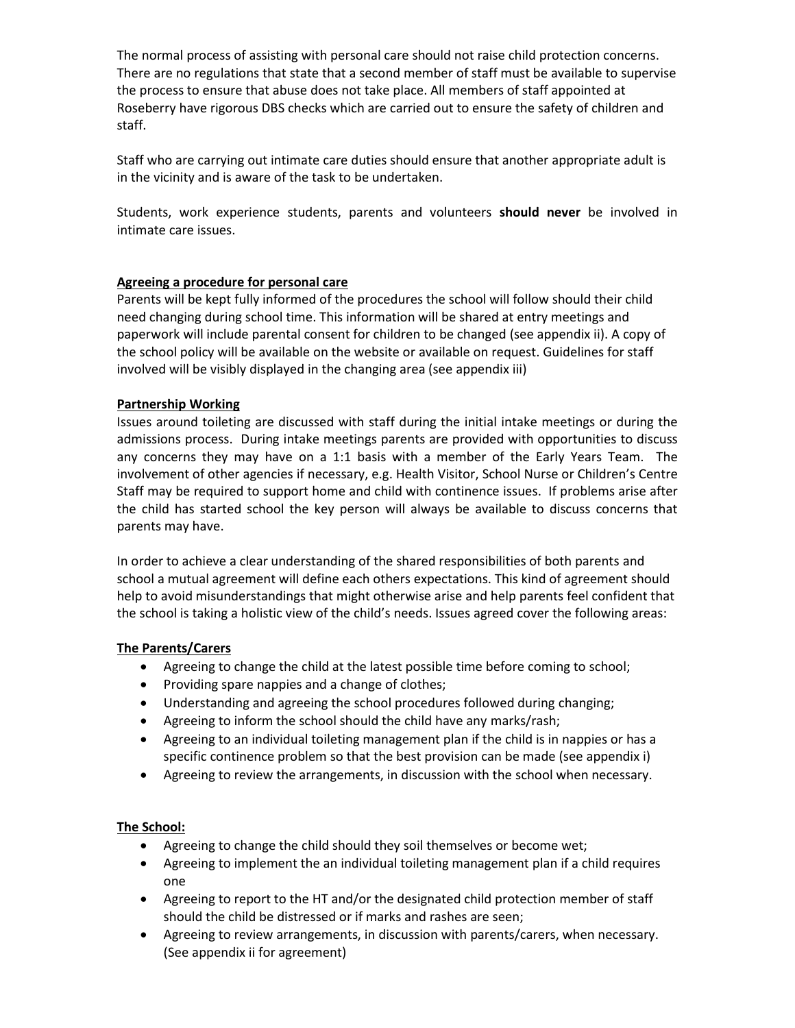The normal process of assisting with personal care should not raise child protection concerns. There are no regulations that state that a second member of staff must be available to supervise the process to ensure that abuse does not take place. All members of staff appointed at Roseberry have rigorous DBS checks which are carried out to ensure the safety of children and staff.

Staff who are carrying out intimate care duties should ensure that another appropriate adult is in the vicinity and is aware of the task to be undertaken.

Students, work experience students, parents and volunteers **should never** be involved in intimate care issues.

**Agreeing a procedure for personal care**

Parents will be kept fully informed of the procedures the school will follow should their child need changing during school time. This information will be shared at entry meetings and paperwork will include parental consent for children to be changed (see appendix ii). A copy of the school policy will be available on the website or available on request. Guidelines for staff involved will be visibly displayed in the changing area (see appendix iii)

**Partnership Working**

Issues around toileting are discussed with staff during the initial intake meetings or during the admissions process. During intake meetings parents are provided with opportunities to discuss any concerns they may have on a 1:1 basis with a member of the Early Years Team. The involvement of other agencies if necessary, e.g. Health Visitor, School Nurse or Children's Centre Staff may be required to support home and child with continence issues. If problems arise after the child has started school the key person will always be available to discuss concerns that parents may have.

In order to achieve a clear understanding of the shared responsibilities of both parents and school a mutual agreement will define each others expectations. This kind of agreement should help to avoid misunderstandings that might otherwise arise and help parents feel confident that the school is taking a holistic view of the child's needs. Issues agreed cover the following areas:

**The Parents/Carers**

- Agreeing to change the child at the latest possible time before coming to school;
- Providing spare nappies and a change of clothes;
- Understanding and agreeing the school procedures followed during changing;
- Agreeing to inform the school should the child have any marks/rash;
- Agreeing to an individual toileting management plan if the child is in nappies or has a specific continence problem so that the best provision can be made (see appendix i)
- Agreeing to review the arrangements, in discussion with the school when necessary.

**The School:**

- Agreeing to change the child should they soil themselves or become wet;
- Agreeing to implement the an individual toileting management plan if a child requires one
- Agreeing to report to the HT and/or the designated child protection member of staff should the child be distressed or if marks and rashes are seen;
- Agreeing to review arrangements, in discussion with parents/carers, when necessary. (See appendix ii for agreement)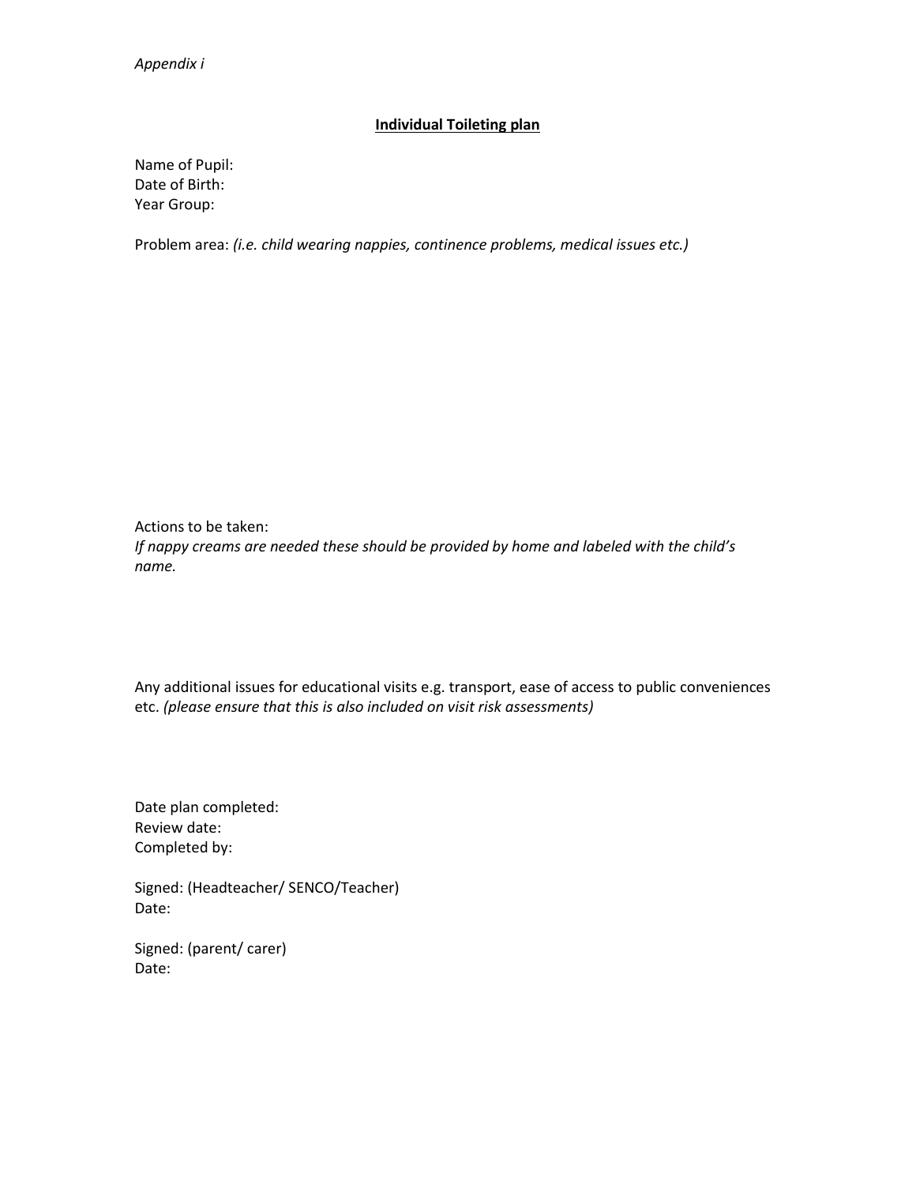*Appendix i*

## **Individual Toileting plan**

Name of Pupil:
Date of Birth:
Year Group:

Problem area: *(i.e. child wearing nappies, continence problems, medical issues etc.)*

Actions to be taken:
*If nappy creams are needed these should be provided by home and labeled with the child's name.*

Any additional issues for educational visits e.g. transport, ease of access to public conveniences etc. *(please ensure that this is also included on visit risk assessments)*

Date plan completed:
Review date:
Completed by:

Signed: (Headteacher/ SENCO/Teacher)
Date:

Signed: (parent/ carer)
Date: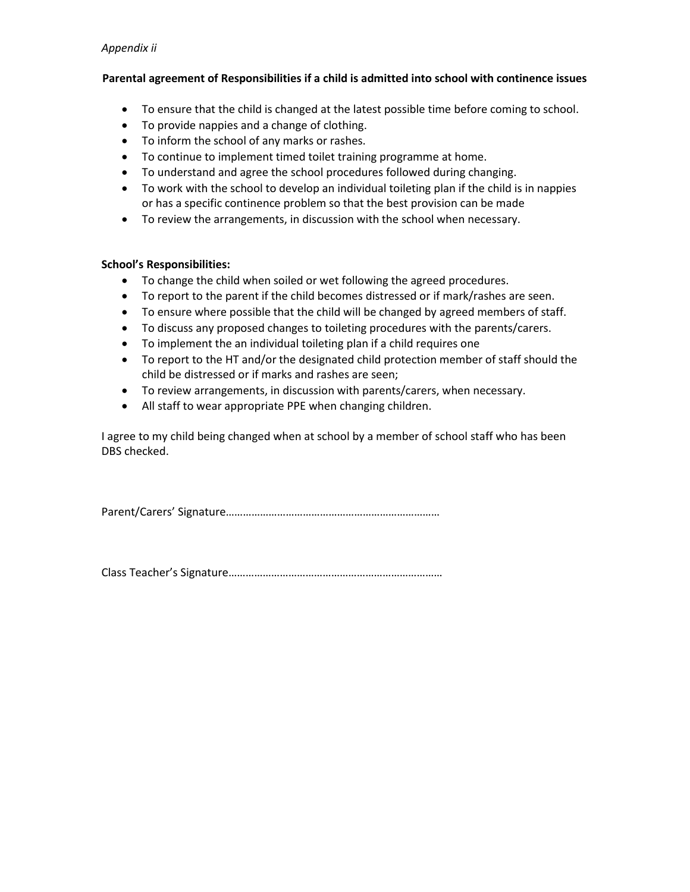*Appendix ii*

**Parental agreement of Responsibilities if a child is admitted into school with continence issues**

- To ensure that the child is changed at the latest possible time before coming to school.
- To provide nappies and a change of clothing.
- To inform the school of any marks or rashes.
- To continue to implement timed toilet training programme at home.
- To understand and agree the school procedures followed during changing.
- To work with the school to develop an individual toileting plan if the child is in nappies or has a specific continence problem so that the best provision can be made
- To review the arrangements, in discussion with the school when necessary.

**School's Responsibilities:**

- To change the child when soiled or wet following the agreed procedures.
- To report to the parent if the child becomes distressed or if mark/rashes are seen.
- To ensure where possible that the child will be changed by agreed members of staff.
- To discuss any proposed changes to toileting procedures with the parents/carers.
- To implement the an individual toileting plan if a child requires one
- To report to the HT and/or the designated child protection member of staff should the child be distressed or if marks and rashes are seen;
- To review arrangements, in discussion with parents/carers, when necessary.
- All staff to wear appropriate PPE when changing children.

I agree to my child being changed when at school by a member of school staff who has been DBS checked.

Parent/Carers' Signature………………………………………………………………

Class Teacher's Signature………………………………………………………………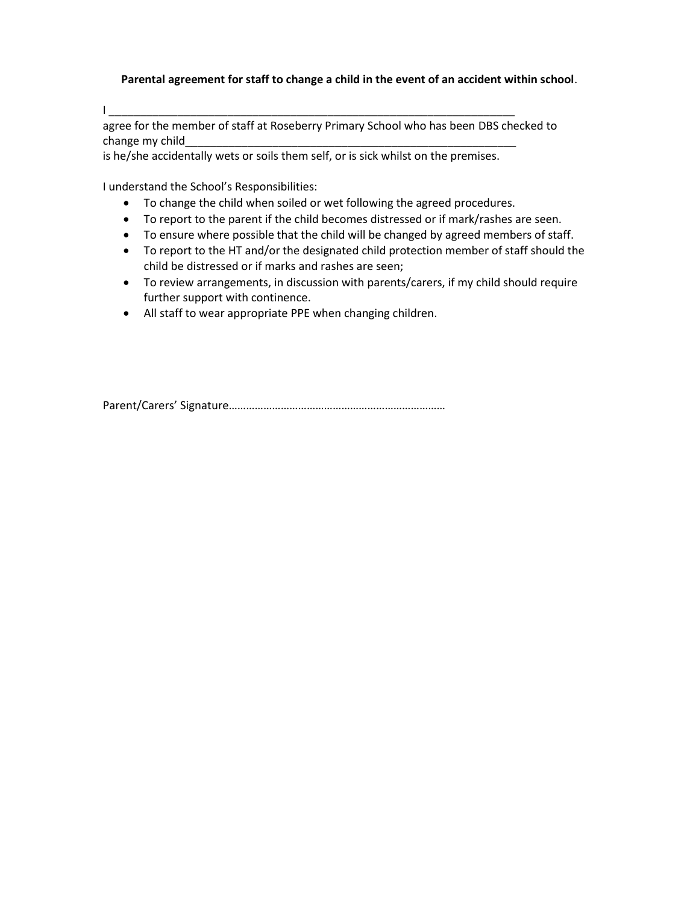**Parental agreement for staff to change a child in the event of an accident within school**.

I ____________________________________________________________________
agree for the member of staff at Roseberry Primary School who has been DBS checked to change my child_______________________________________________________
is he/she accidentally wets or soils them self, or is sick whilst on the premises.

I understand the School's Responsibilities:

- To change the child when soiled or wet following the agreed procedures.
- To report to the parent if the child becomes distressed or if mark/rashes are seen.
- To ensure where possible that the child will be changed by agreed members of staff.
- To report to the HT and/or the designated child protection member of staff should the child be distressed or if marks and rashes are seen;
- To review arrangements, in discussion with parents/carers, if my child should require further support with continence.
- All staff to wear appropriate PPE when changing children.

Parent/Carers' Signature…………………………………………………………………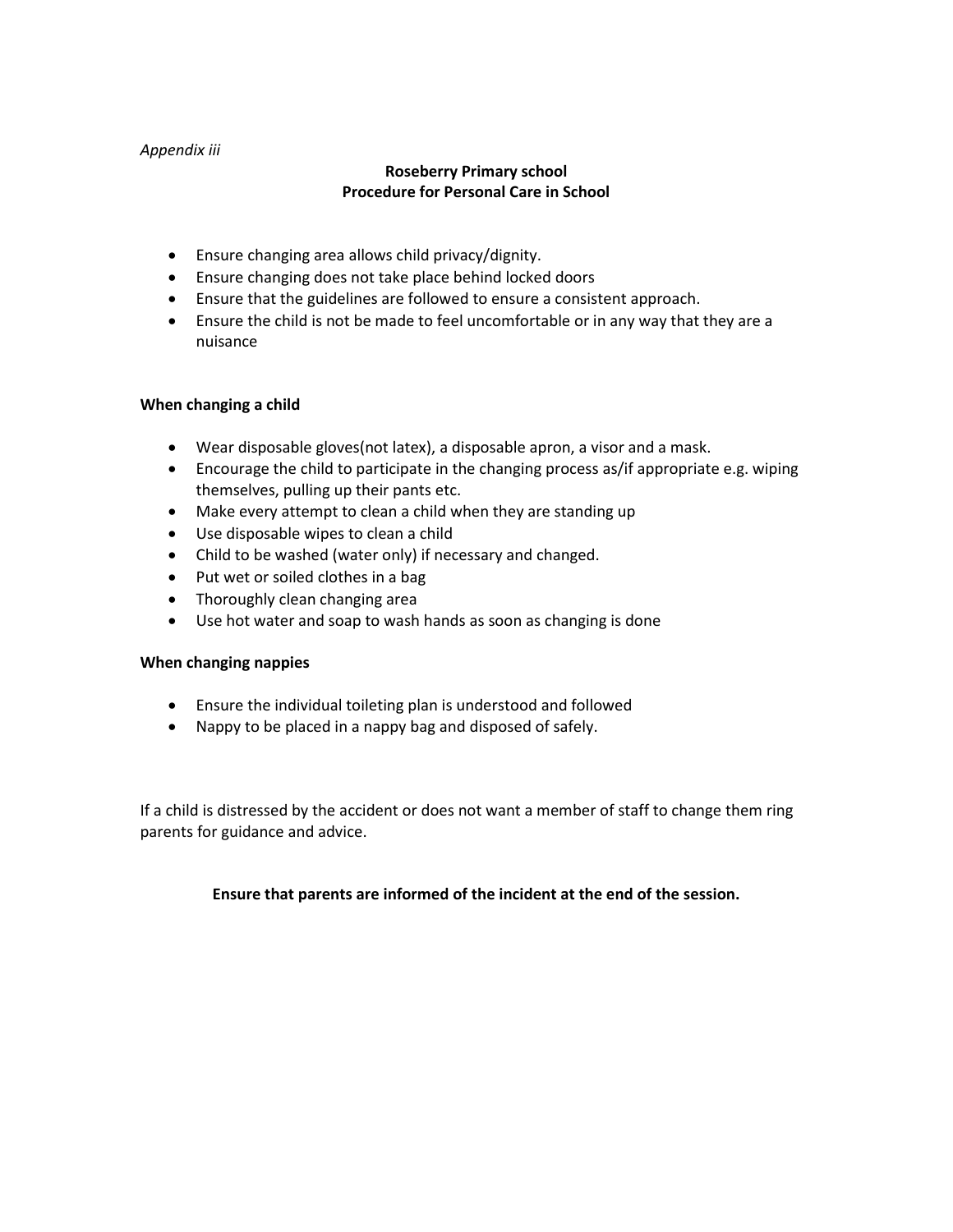*Appendix iii*

**Roseberry Primary school**
**Procedure for Personal Care in School**

- Ensure changing area allows child privacy/dignity.
- Ensure changing does not take place behind locked doors
- Ensure that the guidelines are followed to ensure a consistent approach.
- Ensure the child is not be made to feel uncomfortable or in any way that they are a nuisance

**When changing a child**

- Wear disposable gloves(not latex), a disposable apron, a visor and a mask.
- Encourage the child to participate in the changing process as/if appropriate e.g. wiping themselves, pulling up their pants etc.
- Make every attempt to clean a child when they are standing up
- Use disposable wipes to clean a child
- Child to be washed (water only) if necessary and changed.
- Put wet or soiled clothes in a bag
- Thoroughly clean changing area
- Use hot water and soap to wash hands as soon as changing is done

**When changing nappies**

- Ensure the individual toileting plan is understood and followed
- Nappy to be placed in a nappy bag and disposed of safely.

If a child is distressed by the accident or does not want a member of staff to change them ring parents for guidance and advice.

**Ensure that parents are informed of the incident at the end of the session.**